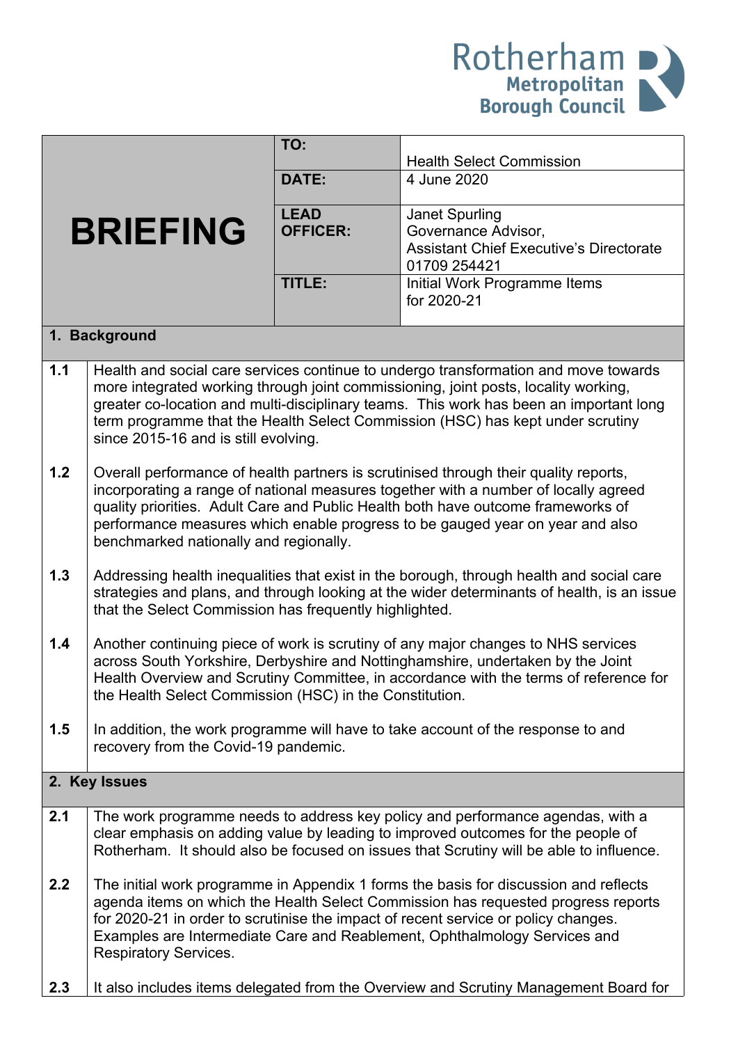Rotherham Metropolitan Borough Council

| **BRIEFING** | **TO:** | Health Select Commission |
|---|---|---|
| | **DATE:** | 4 June 2020 |
| | **LEAD OFFICER:** | Janet Spurling<br>Governance Advisor,<br>Assistant Chief Executive's Directorate<br>01709 254421 |
| | **TITLE:** | Initial Work Programme Items for 2020-21 |

## 1. Background

**1.1** Health and social care services continue to undergo transformation and move towards more integrated working through joint commissioning, joint posts, locality working, greater co-location and multi-disciplinary teams. This work has been an important long term programme that the Health Select Commission (HSC) has kept under scrutiny since 2015-16 and is still evolving.

**1.2** Overall performance of health partners is scrutinised through their quality reports, incorporating a range of national measures together with a number of locally agreed quality priorities. Adult Care and Public Health both have outcome frameworks of performance measures which enable progress to be gauged year on year and also benchmarked nationally and regionally.

**1.3** Addressing health inequalities that exist in the borough, through health and social care strategies and plans, and through looking at the wider determinants of health, is an issue that the Select Commission has frequently highlighted.

**1.4** Another continuing piece of work is scrutiny of any major changes to NHS services across South Yorkshire, Derbyshire and Nottinghamshire, undertaken by the Joint Health Overview and Scrutiny Committee, in accordance with the terms of reference for the Health Select Commission (HSC) in the Constitution.

**1.5** In addition, the work programme will have to take account of the response to and recovery from the Covid-19 pandemic.

## 2. Key Issues

**2.1** The work programme needs to address key policy and performance agendas, with a clear emphasis on adding value by leading to improved outcomes for the people of Rotherham. It should also be focused on issues that Scrutiny will be able to influence.

**2.2** The initial work programme in Appendix 1 forms the basis for discussion and reflects agenda items on which the Health Select Commission has requested progress reports for 2020-21 in order to scrutinise the impact of recent service or policy changes. Examples are Intermediate Care and Reablement, Ophthalmology Services and Respiratory Services.

**2.3** It also includes items delegated from the Overview and Scrutiny Management Board for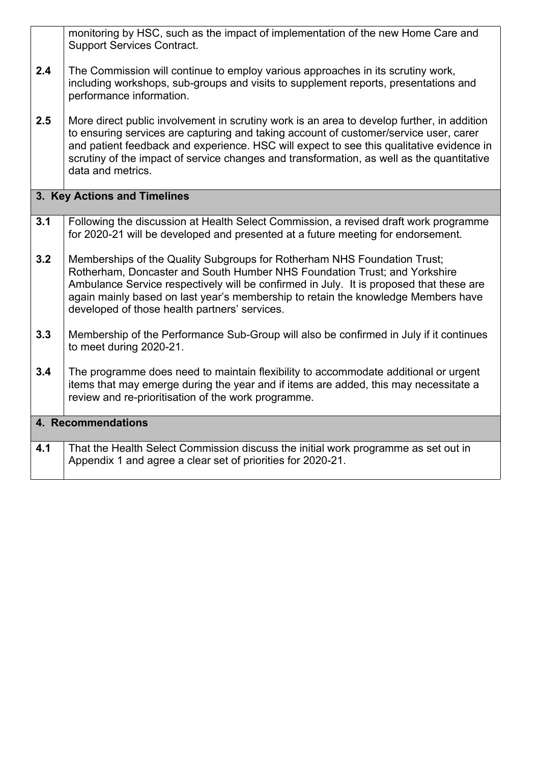| | |
|---|---|
| | monitoring by HSC, such as the impact of implementation of the new Home Care and Support Services Contract. |
| **2.4** | The Commission will continue to employ various approaches in its scrutiny work, including workshops, sub-groups and visits to supplement reports, presentations and performance information. |
| **2.5** | More direct public involvement in scrutiny work is an area to develop further, in addition to ensuring services are capturing and taking account of customer/service user, carer and patient feedback and experience. HSC will expect to see this qualitative evidence in scrutiny of the impact of service changes and transformation, as well as the quantitative data and metrics. |
| **3. Key Actions and Timelines** | |
| **3.1** | Following the discussion at Health Select Commission, a revised draft work programme for 2020-21 will be developed and presented at a future meeting for endorsement. |
| **3.2** | Memberships of the Quality Subgroups for Rotherham NHS Foundation Trust; Rotherham, Doncaster and South Humber NHS Foundation Trust; and Yorkshire Ambulance Service respectively will be confirmed in July. It is proposed that these are again mainly based on last year's membership to retain the knowledge Members have developed of those health partners' services. |
| **3.3** | Membership of the Performance Sub-Group will also be confirmed in July if it continues to meet during 2020-21. |
| **3.4** | The programme does need to maintain flexibility to accommodate additional or urgent items that may emerge during the year and if items are added, this may necessitate a review and re-prioritisation of the work programme. |
| **4. Recommendations** | |
| **4.1** | That the Health Select Commission discuss the initial work programme as set out in Appendix 1 and agree a clear set of priorities for 2020-21. |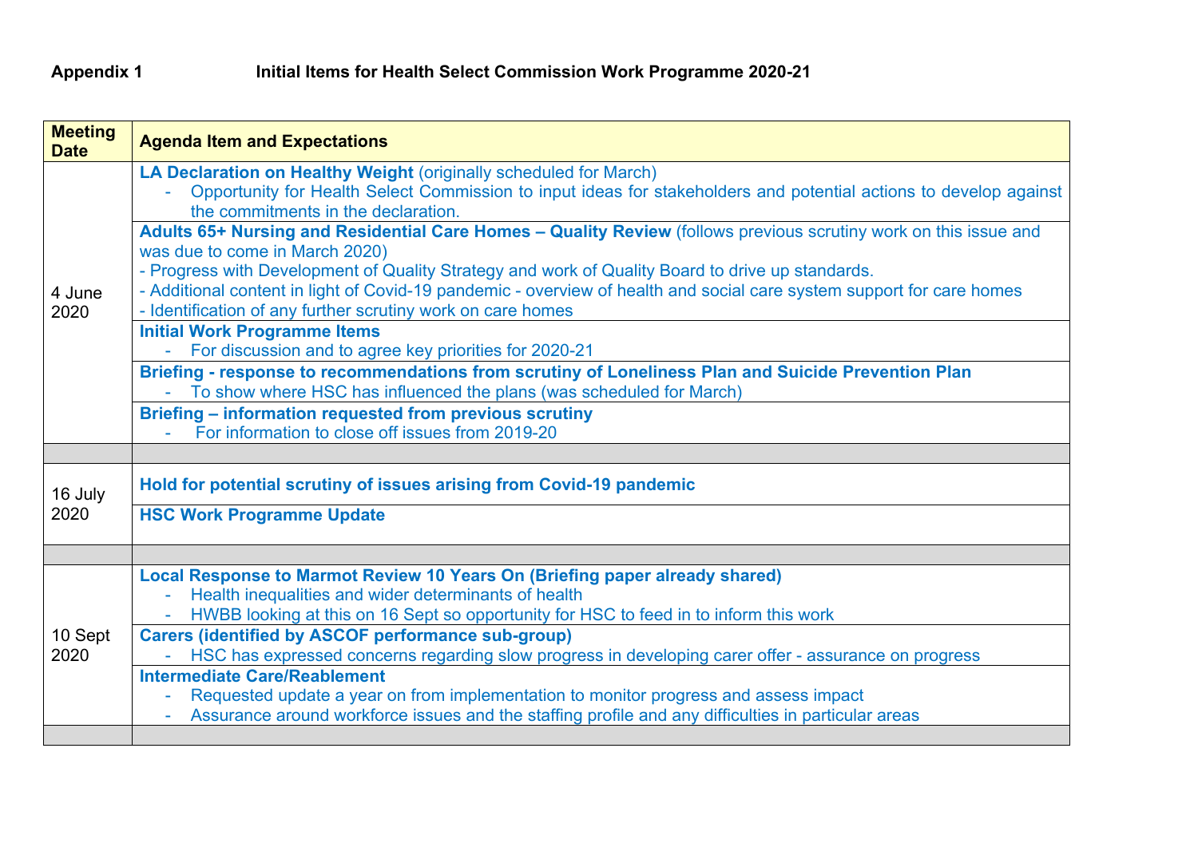**Appendix 1 Initial Items for Health Select Commission Work Programme 2020-21**

| Meeting Date | Agenda Item and Expectations |
|---|---|
| 4 June 2020 | **LA Declaration on Healthy Weight** (originally scheduled for March)<br>- Opportunity for Health Select Commission to input ideas for stakeholders and potential actions to develop against the commitments in the declaration. |
| | **Adults 65+ Nursing and Residential Care Homes – Quality Review** (follows previous scrutiny work on this issue and was due to come in March 2020)<br>- Progress with Development of Quality Strategy and work of Quality Board to drive up standards.<br>- Additional content in light of Covid-19 pandemic - overview of health and social care system support for care homes<br>- Identification of any further scrutiny work on care homes |
| | **Initial Work Programme Items**<br>- For discussion and to agree key priorities for 2020-21 |
| | **Briefing - response to recommendations from scrutiny of Loneliness Plan and Suicide Prevention Plan**<br>- To show where HSC has influenced the plans (was scheduled for March) |
| | **Briefing – information requested from previous scrutiny**<br>- For information to close off issues from 2019-20 |
| | |
| 16 July 2020 | **Hold for potential scrutiny of issues arising from Covid-19 pandemic** |
| | **HSC Work Programme Update** |
| | |
| 10 Sept 2020 | **Local Response to Marmot Review 10 Years On (Briefing paper already shared)**<br>- Health inequalities and wider determinants of health<br>- HWBB looking at this on 16 Sept so opportunity for HSC to feed in to inform this work |
| | **Carers (identified by ASCOF performance sub-group)**<br>- HSC has expressed concerns regarding slow progress in developing carer offer - assurance on progress |
| | **Intermediate Care/Reablement**<br>- Requested update a year on from implementation to monitor progress and assess impact<br>- Assurance around workforce issues and the staffing profile and any difficulties in particular areas |
| | |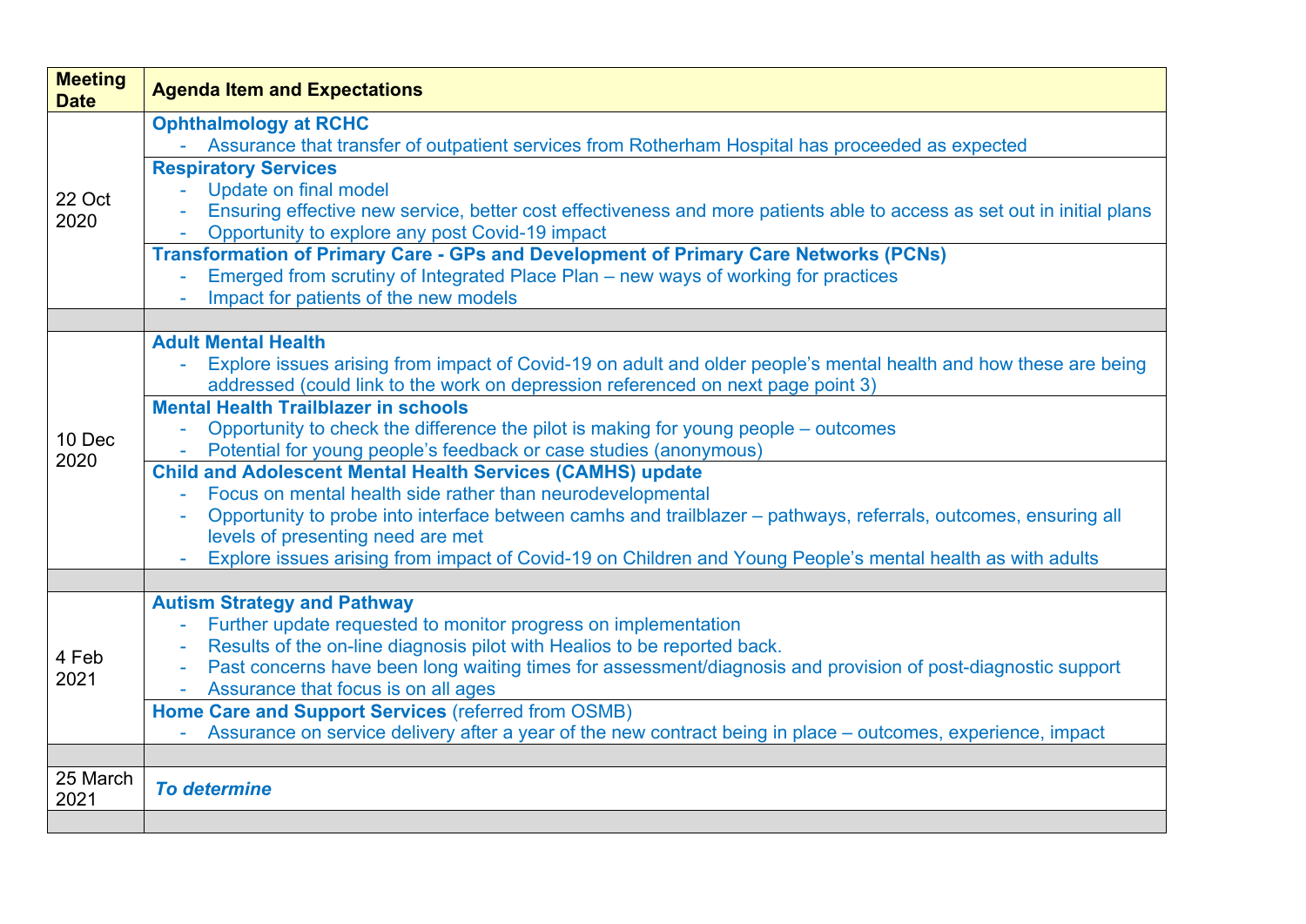| Meeting Date | Agenda Item and Expectations |
|---|---|
| 22 Oct 2020 | **Ophthalmology at RCHC**<br>- Assurance that transfer of outpatient services from Rotherham Hospital has proceeded as expected |
| | **Respiratory Services**<br>- Update on final model<br>- Ensuring effective new service, better cost effectiveness and more patients able to access as set out in initial plans<br>- Opportunity to explore any post Covid-19 impact |
| | **Transformation of Primary Care - GPs and Development of Primary Care Networks (PCNs)**<br>- Emerged from scrutiny of Integrated Place Plan – new ways of working for practices<br>- Impact for patients of the new models |
| | |
| 10 Dec 2020 | **Adult Mental Health**<br>- Explore issues arising from impact of Covid-19 on adult and older people's mental health and how these are being addressed (could link to the work on depression referenced on next page point 3) |
| | **Mental Health Trailblazer in schools**<br>- Opportunity to check the difference the pilot is making for young people – outcomes<br>- Potential for young people's feedback or case studies (anonymous) |
| | **Child and Adolescent Mental Health Services (CAMHS) update**<br>- Focus on mental health side rather than neurodevelopmental<br>- Opportunity to probe into interface between camhs and trailblazer – pathways, referrals, outcomes, ensuring all levels of presenting need are met<br>- Explore issues arising from impact of Covid-19 on Children and Young People's mental health as with adults |
| | |
| 4 Feb 2021 | **Autism Strategy and Pathway**<br>- Further update requested to monitor progress on implementation<br>- Results of the on-line diagnosis pilot with Healios to be reported back.<br>- Past concerns have been long waiting times for assessment/diagnosis and provision of post-diagnostic support<br>- Assurance that focus is on all ages |
| | **Home Care and Support Services** (referred from OSMB)<br>- Assurance on service delivery after a year of the new contract being in place – outcomes, experience, impact |
| | |
| 25 March 2021 | ***To determine*** |
| | |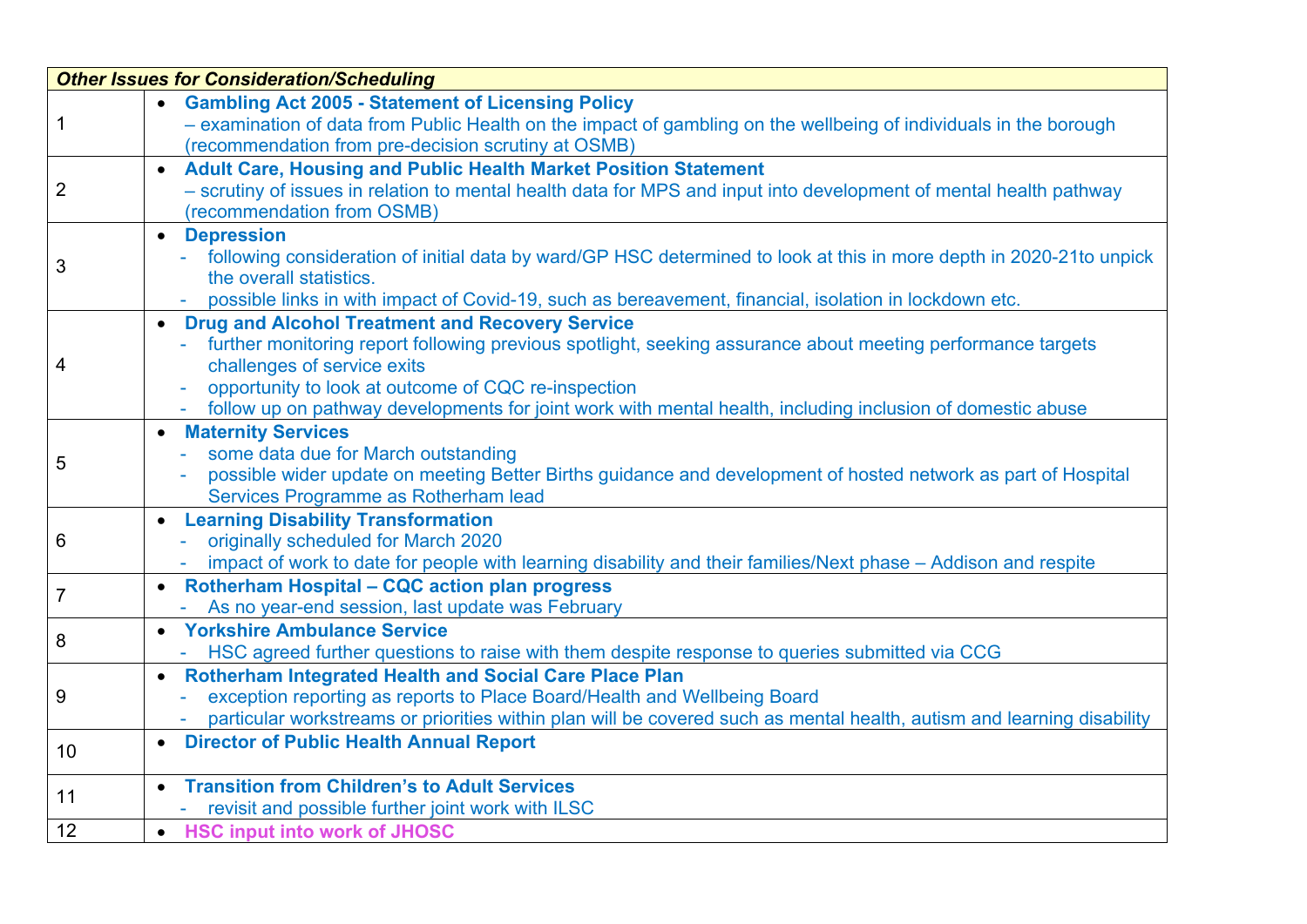| *Other Issues for Consideration/Scheduling* | |
|---|---|
| 1 | • **Gambling Act 2005 - Statement of Licensing Policy**<br>– examination of data from Public Health on the impact of gambling on the wellbeing of individuals in the borough (recommendation from pre-decision scrutiny at OSMB) |
| 2 | • **Adult Care, Housing and Public Health Market Position Statement**<br>– scrutiny of issues in relation to mental health data for MPS and input into development of mental health pathway (recommendation from OSMB) |
| 3 | • **Depression**<br>- following consideration of initial data by ward/GP HSC determined to look at this in more depth in 2020-21to unpick the overall statistics.<br>- possible links in with impact of Covid-19, such as bereavement, financial, isolation in lockdown etc. |
| 4 | • **Drug and Alcohol Treatment and Recovery Service**<br>- further monitoring report following previous spotlight, seeking assurance about meeting performance targets challenges of service exits<br>- opportunity to look at outcome of CQC re-inspection<br>- follow up on pathway developments for joint work with mental health, including inclusion of domestic abuse |
| 5 | • **Maternity Services**<br>- some data due for March outstanding<br>- possible wider update on meeting Better Births guidance and development of hosted network as part of Hospital Services Programme as Rotherham lead |
| 6 | • **Learning Disability Transformation**<br>- originally scheduled for March 2020<br>- impact of work to date for people with learning disability and their families/Next phase – Addison and respite |
| 7 | • **Rotherham Hospital – CQC action plan progress**<br>- As no year-end session, last update was February |
| 8 | • **Yorkshire Ambulance Service**<br>- HSC agreed further questions to raise with them despite response to queries submitted via CCG |
| 9 | • **Rotherham Integrated Health and Social Care Place Plan**<br>- exception reporting as reports to Place Board/Health and Wellbeing Board<br>- particular workstreams or priorities within plan will be covered such as mental health, autism and learning disability |
| 10 | • **Director of Public Health Annual Report** |
| 11 | • **Transition from Children's to Adult Services**<br>- revisit and possible further joint work with ILSC |
| 12 | • **HSC input into work of JHOSC** |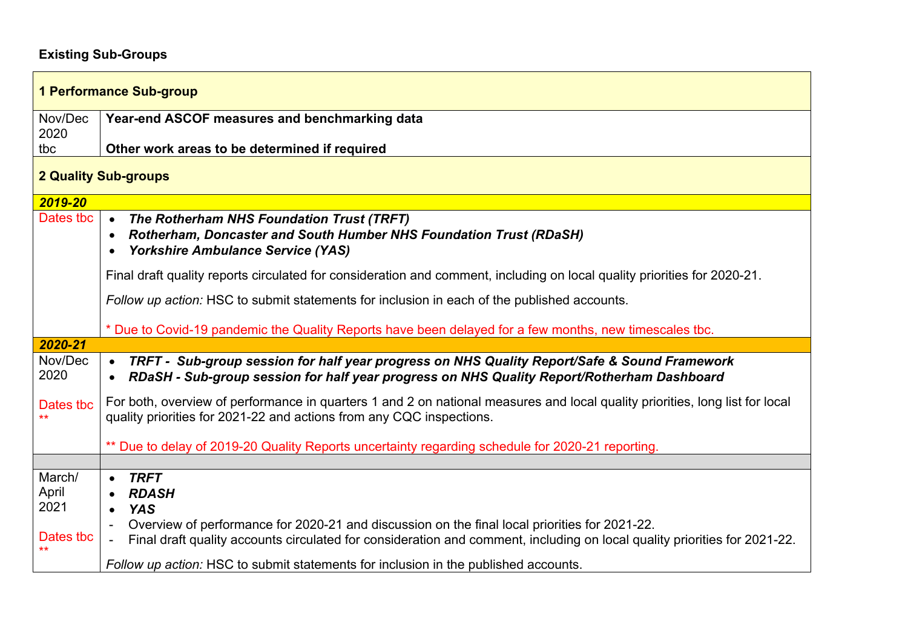**Existing Sub-Groups**

| | |
|---|---|
| **1 Performance Sub-group** | |
| Nov/Dec 2020 tbc | **Year-end ASCOF measures and benchmarking data**<br><br>**Other work areas to be determined if required** |
| **2 Quality Sub-groups** | |
| ***2019-20*** | |
| Dates tbc | • ***The Rotherham NHS Foundation Trust (TRFT)***<br>• ***Rotherham, Doncaster and South Humber NHS Foundation Trust (RDaSH)***<br>• ***Yorkshire Ambulance Service (YAS)***<br><br>Final draft quality reports circulated for consideration and comment, including on local quality priorities for 2020-21.<br><br>*Follow up action:* HSC to submit statements for inclusion in each of the published accounts.<br><br>* Due to Covid-19 pandemic the Quality Reports have been delayed for a few months, new timescales tbc. |
| ***2020-21*** | |
| Nov/Dec 2020<br><br>Dates tbc ** | • ***TRFT - Sub-group session for half year progress on NHS Quality Report/Safe & Sound Framework***<br>• ***RDaSH - Sub-group session for half year progress on NHS Quality Report/Rotherham Dashboard***<br><br>For both, overview of performance in quarters 1 and 2 on national measures and local quality priorities, long list for local quality priorities for 2021-22 and actions from any CQC inspections.<br><br>** Due to delay of 2019-20 Quality Reports uncertainty regarding schedule for 2020-21 reporting. |
| | |
| March/ April 2021<br><br>Dates tbc ** | • ***TRFT***<br>• ***RDASH***<br>• ***YAS***<br>- Overview of performance for 2020-21 and discussion on the final local priorities for 2021-22.<br>- Final draft quality accounts circulated for consideration and comment, including on local quality priorities for 2021-22.<br><br>*Follow up action:* HSC to submit statements for inclusion in the published accounts. |